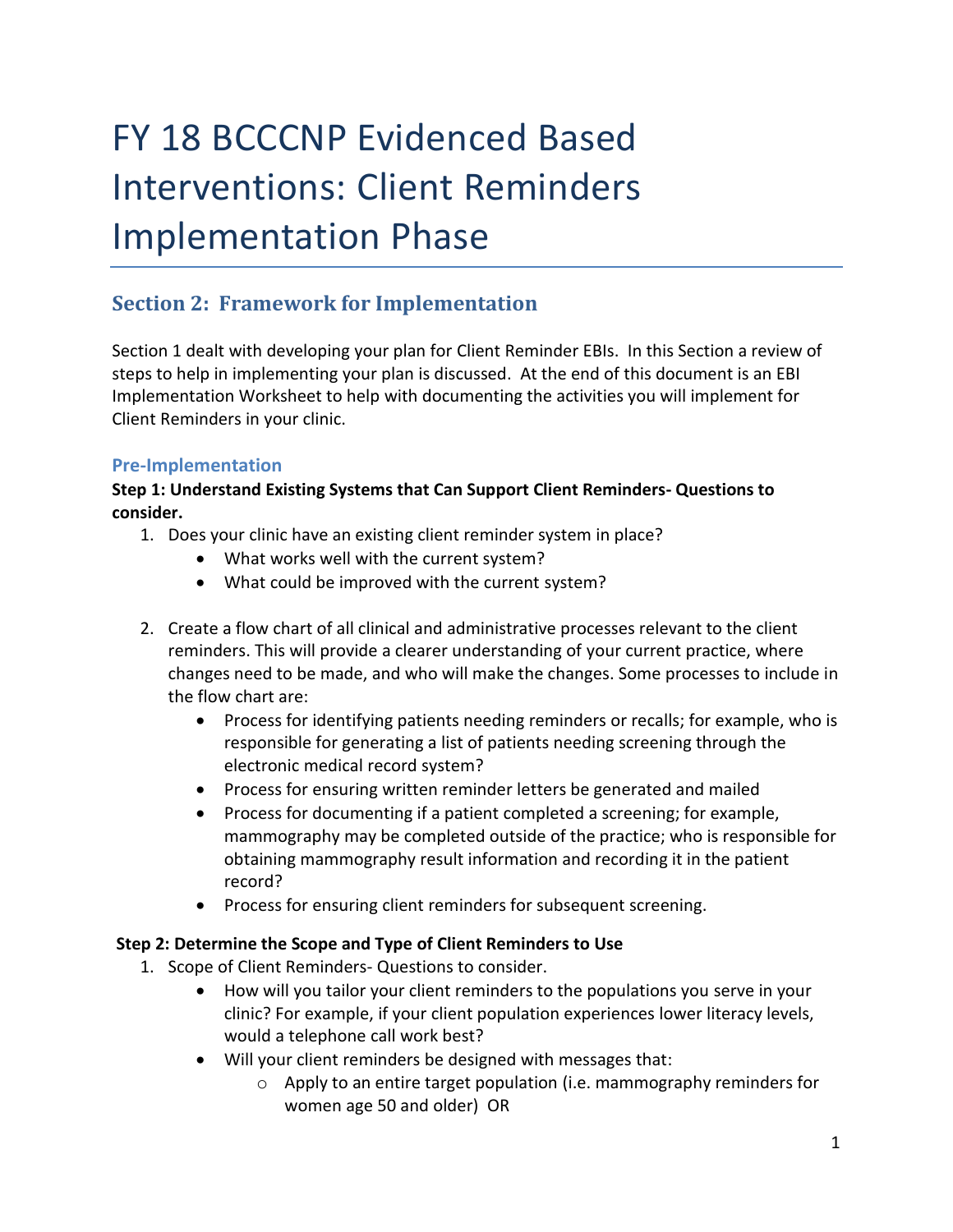# FY 18 BCCCNP Evidenced Based Interventions: Client Reminders Implementation Phase

## Section 2: Framework for Implementation

Section 1 dealt with developing your plan for Client Reminder EBIs. In this Section a review of steps to help in implementing your plan is discussed. At the end of this document is an EBI Implementation Worksheet to help with documenting the activities you will implement for Client Reminders in your clinic.

### Pre-Implementation

**Step 1: Understand Existing Systems that Can Support Client Reminders- Questions to consider.**

1. Does your clinic have an existing client reminder system in place?
   - What works well with the current system?
   - What could be improved with the current system?

2. Create a flow chart of all clinical and administrative processes relevant to the client reminders. This will provide a clearer understanding of your current practice, where changes need to be made, and who will make the changes. Some processes to include in the flow chart are:
   - Process for identifying patients needing reminders or recalls; for example, who is responsible for generating a list of patients needing screening through the electronic medical record system?
   - Process for ensuring written reminder letters be generated and mailed
   - Process for documenting if a patient completed a screening; for example, mammography may be completed outside of the practice; who is responsible for obtaining mammography result information and recording it in the patient record?
   - Process for ensuring client reminders for subsequent screening.

**Step 2: Determine the Scope and Type of Client Reminders to Use**

1. Scope of Client Reminders- Questions to consider.
   - How will you tailor your client reminders to the populations you serve in your clinic? For example, if your client population experiences lower literacy levels, would a telephone call work best?
   - Will your client reminders be designed with messages that:
     - Apply to an entire target population (i.e. mammography reminders for women age 50 and older) OR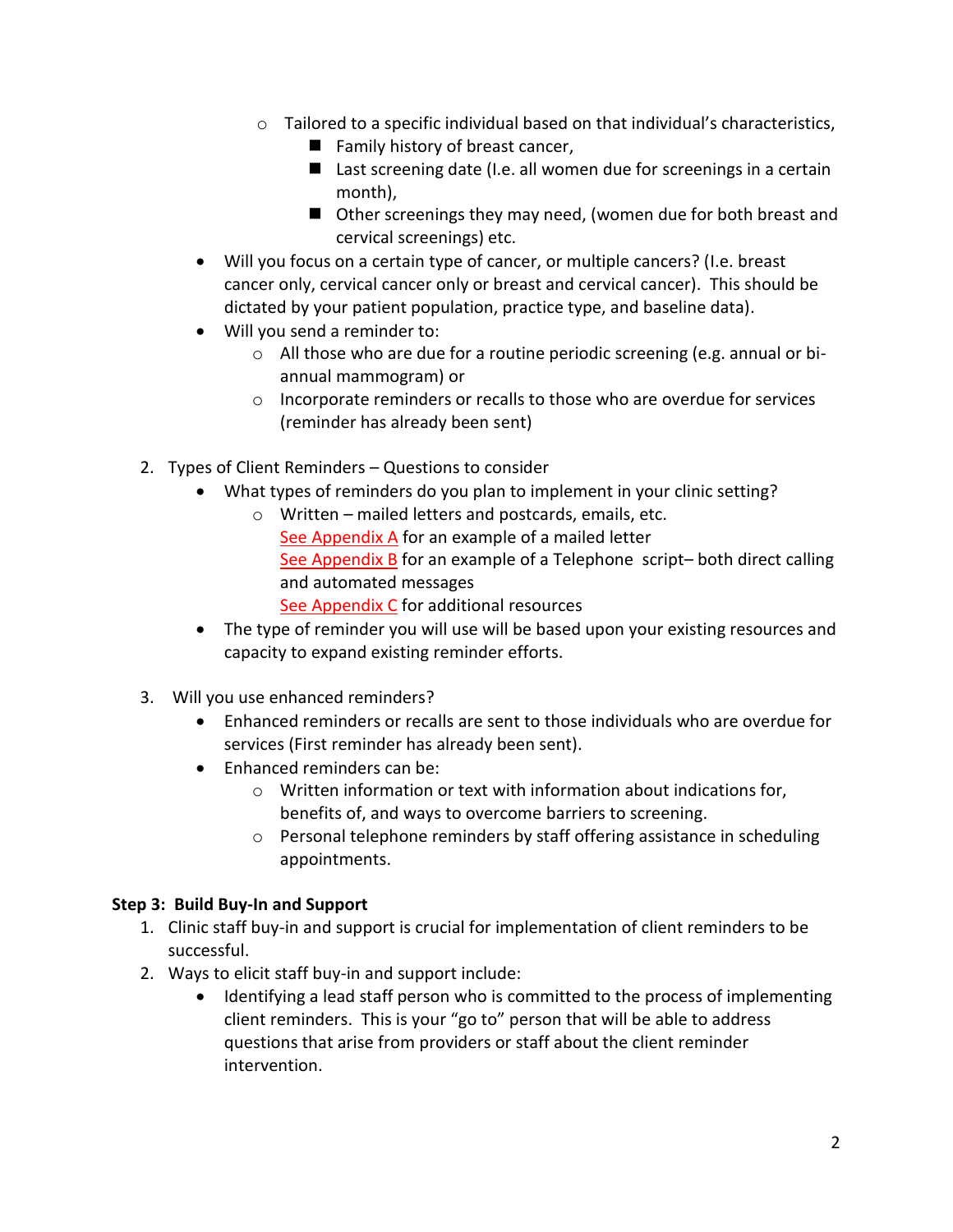- Tailored to a specific individual based on that individual's characteristics,
  - Family history of breast cancer,
  - Last screening date (I.e. all women due for screenings in a certain month),
  - Other screenings they may need, (women due for both breast and cervical screenings) etc.
- Will you focus on a certain type of cancer, or multiple cancers? (I.e. breast cancer only, cervical cancer only or breast and cervical cancer). This should be dictated by your patient population, practice type, and baseline data).
- Will you send a reminder to:
  - All those who are due for a routine periodic screening (e.g. annual or bi-annual mammogram) or
  - Incorporate reminders or recalls to those who are overdue for services (reminder has already been sent)

2. Types of Client Reminders – Questions to consider
   - What types of reminders do you plan to implement in your clinic setting?
     - Written – mailed letters and postcards, emails, etc.
       See Appendix A for an example of a mailed letter
       See Appendix B for an example of a Telephone script– both direct calling and automated messages
       See Appendix C for additional resources
   - The type of reminder you will use will be based upon your existing resources and capacity to expand existing reminder efforts.

3. Will you use enhanced reminders?
   - Enhanced reminders or recalls are sent to those individuals who are overdue for services (First reminder has already been sent).
   - Enhanced reminders can be:
     - Written information or text with information about indications for, benefits of, and ways to overcome barriers to screening.
     - Personal telephone reminders by staff offering assistance in scheduling appointments.

**Step 3: Build Buy-In and Support**

1. Clinic staff buy-in and support is crucial for implementation of client reminders to be successful.
2. Ways to elicit staff buy-in and support include:
   - Identifying a lead staff person who is committed to the process of implementing client reminders. This is your "go to" person that will be able to address questions that arise from providers or staff about the client reminder intervention.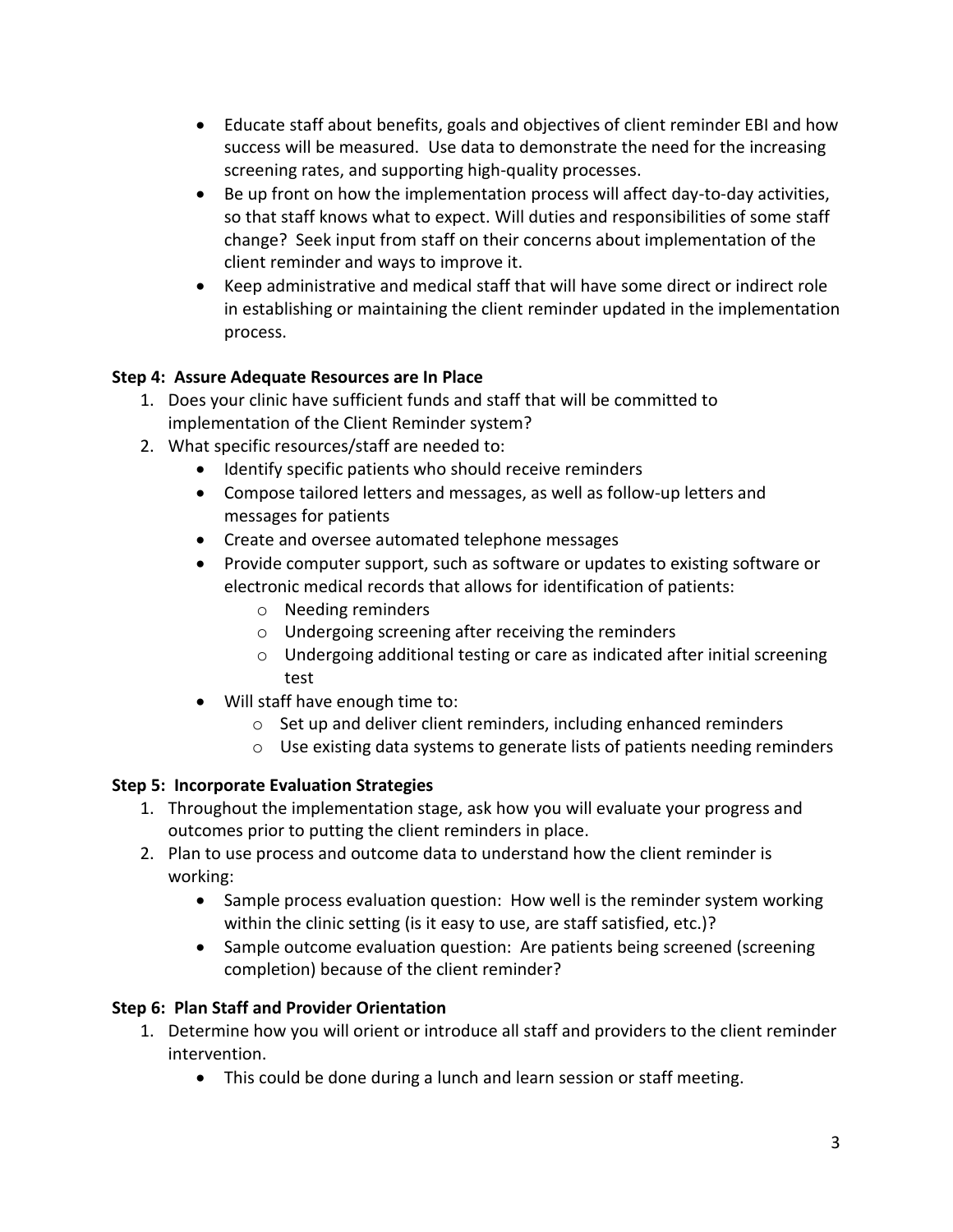- Educate staff about benefits, goals and objectives of client reminder EBI and how success will be measured. Use data to demonstrate the need for the increasing screening rates, and supporting high-quality processes.
- Be up front on how the implementation process will affect day-to-day activities, so that staff knows what to expect. Will duties and responsibilities of some staff change? Seek input from staff on their concerns about implementation of the client reminder and ways to improve it.
- Keep administrative and medical staff that will have some direct or indirect role in establishing or maintaining the client reminder updated in the implementation process.

**Step 4: Assure Adequate Resources are In Place**

1. Does your clinic have sufficient funds and staff that will be committed to implementation of the Client Reminder system?
2. What specific resources/staff are needed to:
   - Identify specific patients who should receive reminders
   - Compose tailored letters and messages, as well as follow-up letters and messages for patients
   - Create and oversee automated telephone messages
   - Provide computer support, such as software or updates to existing software or electronic medical records that allows for identification of patients:
     - Needing reminders
     - Undergoing screening after receiving the reminders
     - Undergoing additional testing or care as indicated after initial screening test
   - Will staff have enough time to:
     - Set up and deliver client reminders, including enhanced reminders
     - Use existing data systems to generate lists of patients needing reminders

**Step 5: Incorporate Evaluation Strategies**

1. Throughout the implementation stage, ask how you will evaluate your progress and outcomes prior to putting the client reminders in place.
2. Plan to use process and outcome data to understand how the client reminder is working:
   - Sample process evaluation question: How well is the reminder system working within the clinic setting (is it easy to use, are staff satisfied, etc.)?
   - Sample outcome evaluation question: Are patients being screened (screening completion) because of the client reminder?

**Step 6: Plan Staff and Provider Orientation**

1. Determine how you will orient or introduce all staff and providers to the client reminder intervention.
   - This could be done during a lunch and learn session or staff meeting.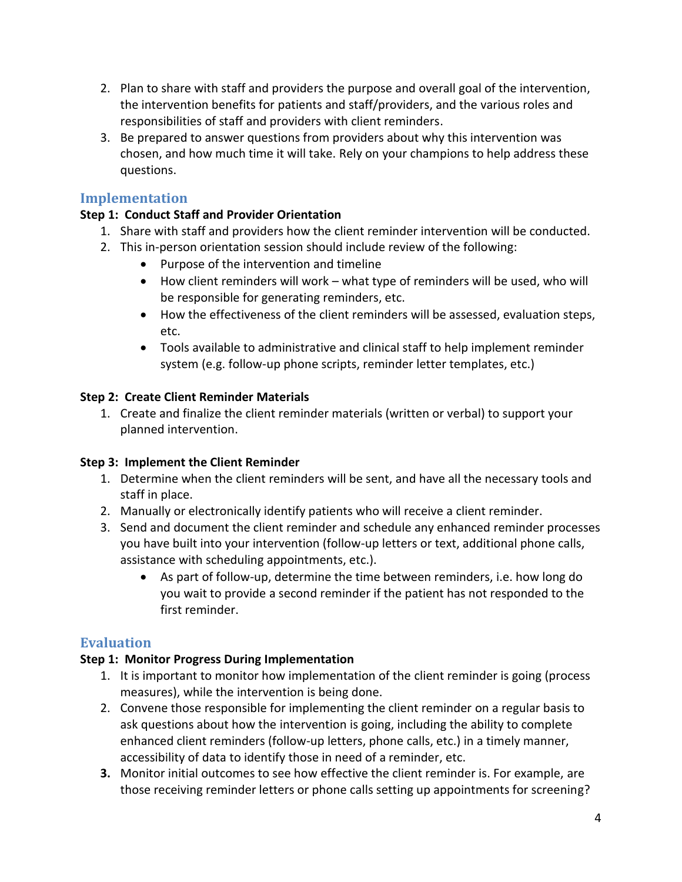2. Plan to share with staff and providers the purpose and overall goal of the intervention, the intervention benefits for patients and staff/providers, and the various roles and responsibilities of staff and providers with client reminders.
3. Be prepared to answer questions from providers about why this intervention was chosen, and how much time it will take. Rely on your champions to help address these questions.

## Implementation

**Step 1: Conduct Staff and Provider Orientation**

1. Share with staff and providers how the client reminder intervention will be conducted.
2. This in-person orientation session should include review of the following:
   - Purpose of the intervention and timeline
   - How client reminders will work – what type of reminders will be used, who will be responsible for generating reminders, etc.
   - How the effectiveness of the client reminders will be assessed, evaluation steps, etc.
   - Tools available to administrative and clinical staff to help implement reminder system (e.g. follow-up phone scripts, reminder letter templates, etc.)

**Step 2: Create Client Reminder Materials**

1. Create and finalize the client reminder materials (written or verbal) to support your planned intervention.

**Step 3: Implement the Client Reminder**

1. Determine when the client reminders will be sent, and have all the necessary tools and staff in place.
2. Manually or electronically identify patients who will receive a client reminder.
3. Send and document the client reminder and schedule any enhanced reminder processes you have built into your intervention (follow-up letters or text, additional phone calls, assistance with scheduling appointments, etc.).
   - As part of follow-up, determine the time between reminders, i.e. how long do you wait to provide a second reminder if the patient has not responded to the first reminder.

## Evaluation

**Step 1: Monitor Progress During Implementation**

1. It is important to monitor how implementation of the client reminder is going (process measures), while the intervention is being done.
2. Convene those responsible for implementing the client reminder on a regular basis to ask questions about how the intervention is going, including the ability to complete enhanced client reminders (follow-up letters, phone calls, etc.) in a timely manner, accessibility of data to identify those in need of a reminder, etc.
3. Monitor initial outcomes to see how effective the client reminder is. For example, are those receiving reminder letters or phone calls setting up appointments for screening?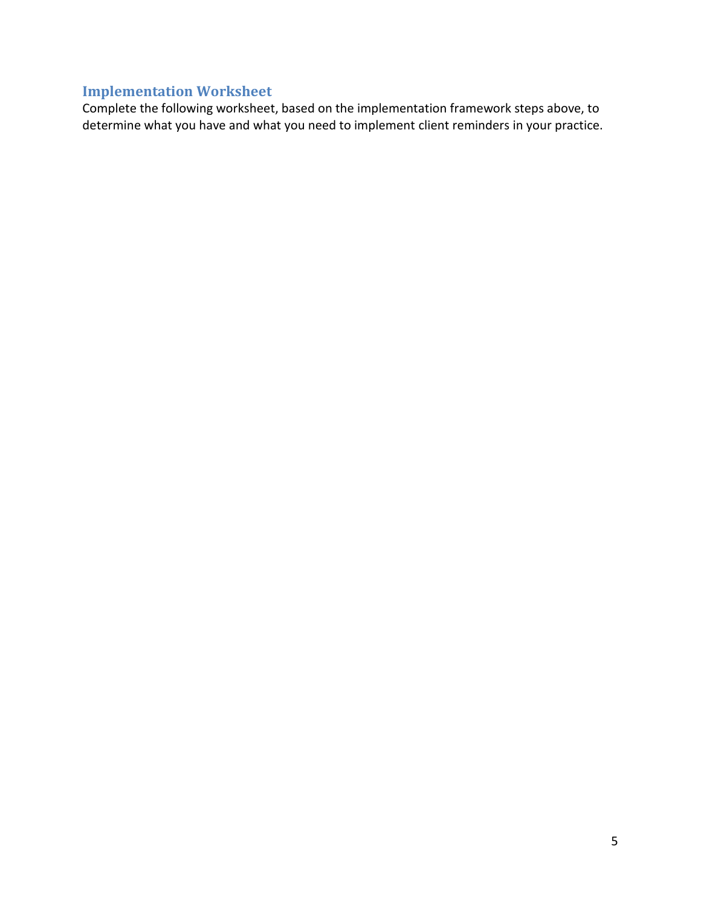## Implementation Worksheet

Complete the following worksheet, based on the implementation framework steps above, to determine what you have and what you need to implement client reminders in your practice.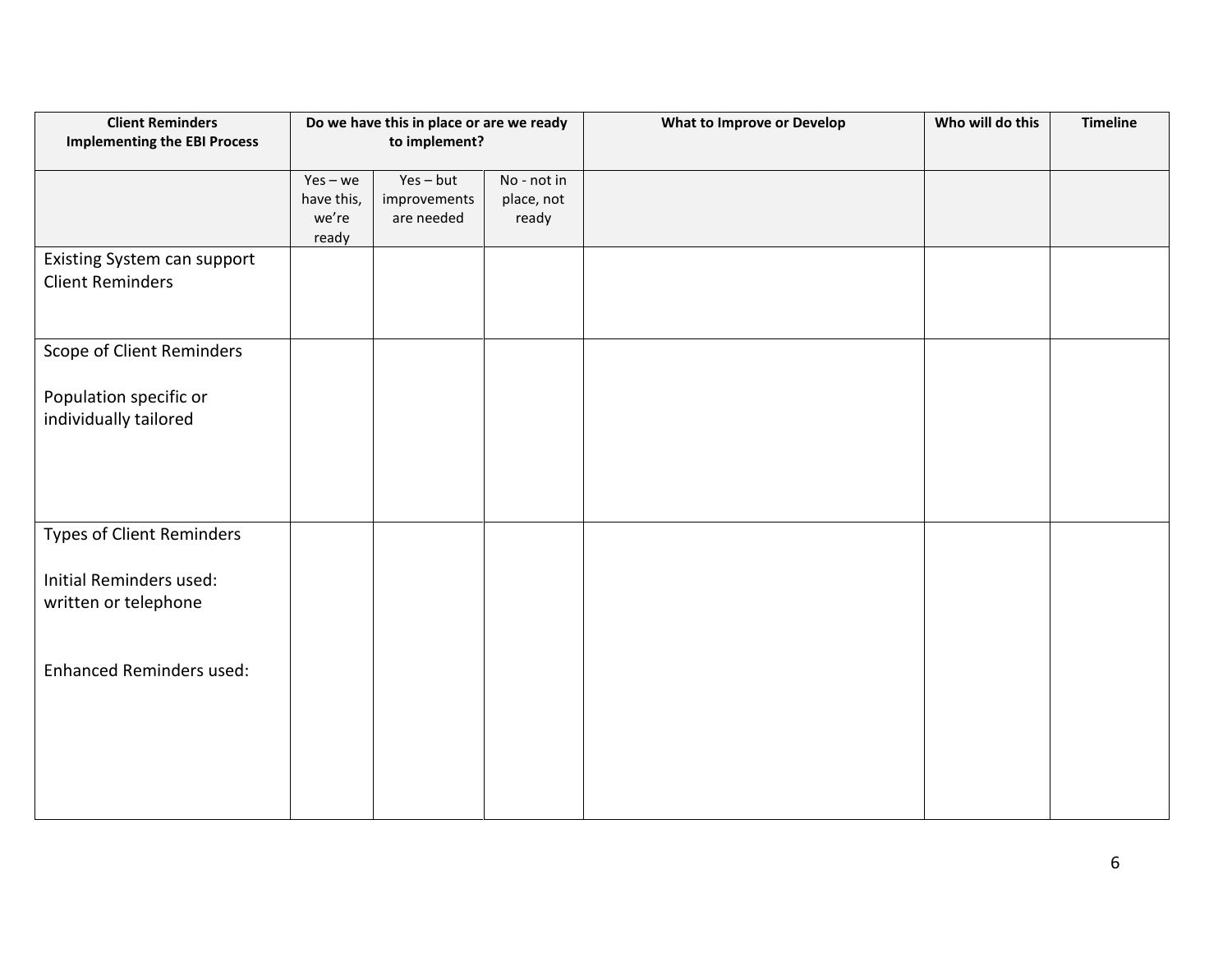| **Client Reminders Implementing the EBI Process** | **Do we have this in place or are we ready to implement?** | | | **What to Improve or Develop** | **Who will do this** | **Timeline** |
|---|---|---|---|---|---|---|
| | Yes – we have this, we're ready | Yes – but improvements are needed | No - not in place, not ready | | | |
| Existing System can support Client Reminders | | | | | | |
| Scope of Client Reminders<br><br>Population specific or individually tailored | | | | | | |
| Types of Client Reminders<br><br>Initial Reminders used: written or telephone<br><br>Enhanced Reminders used: | | | | | | |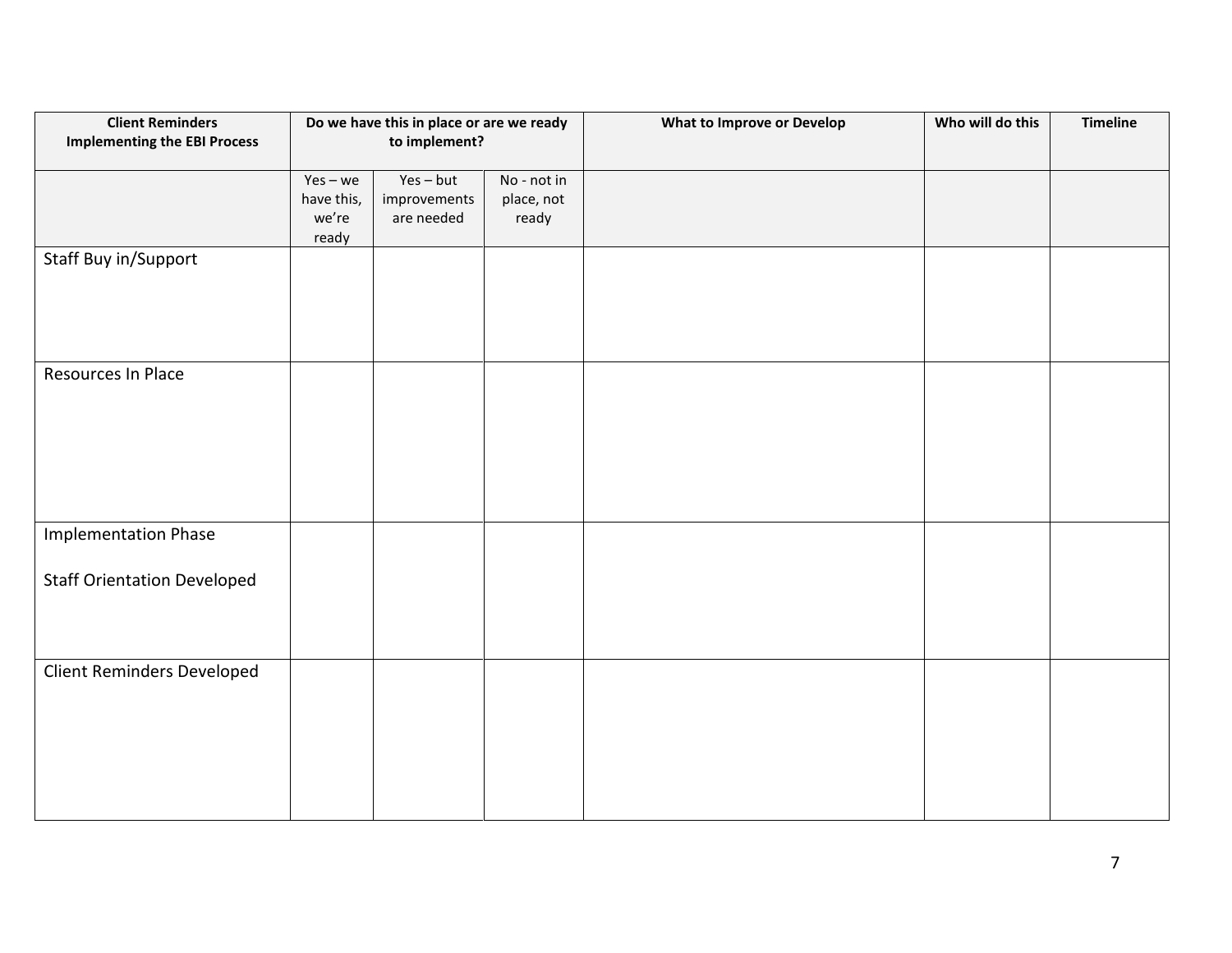| **Client Reminders Implementing the EBI Process** | **Do we have this in place or are we ready to implement?** | | | **What to Improve or Develop** | **Who will do this** | **Timeline** |
|---|---|---|---|---|---|---|
| | Yes – we have this, we're ready | Yes – but improvements are needed | No - not in place, not ready | | | |
| Staff Buy in/Support | | | | | | |
| Resources In Place | | | | | | |
| Implementation Phase<br><br>Staff Orientation Developed | | | | | | |
| Client Reminders Developed | | | | | | |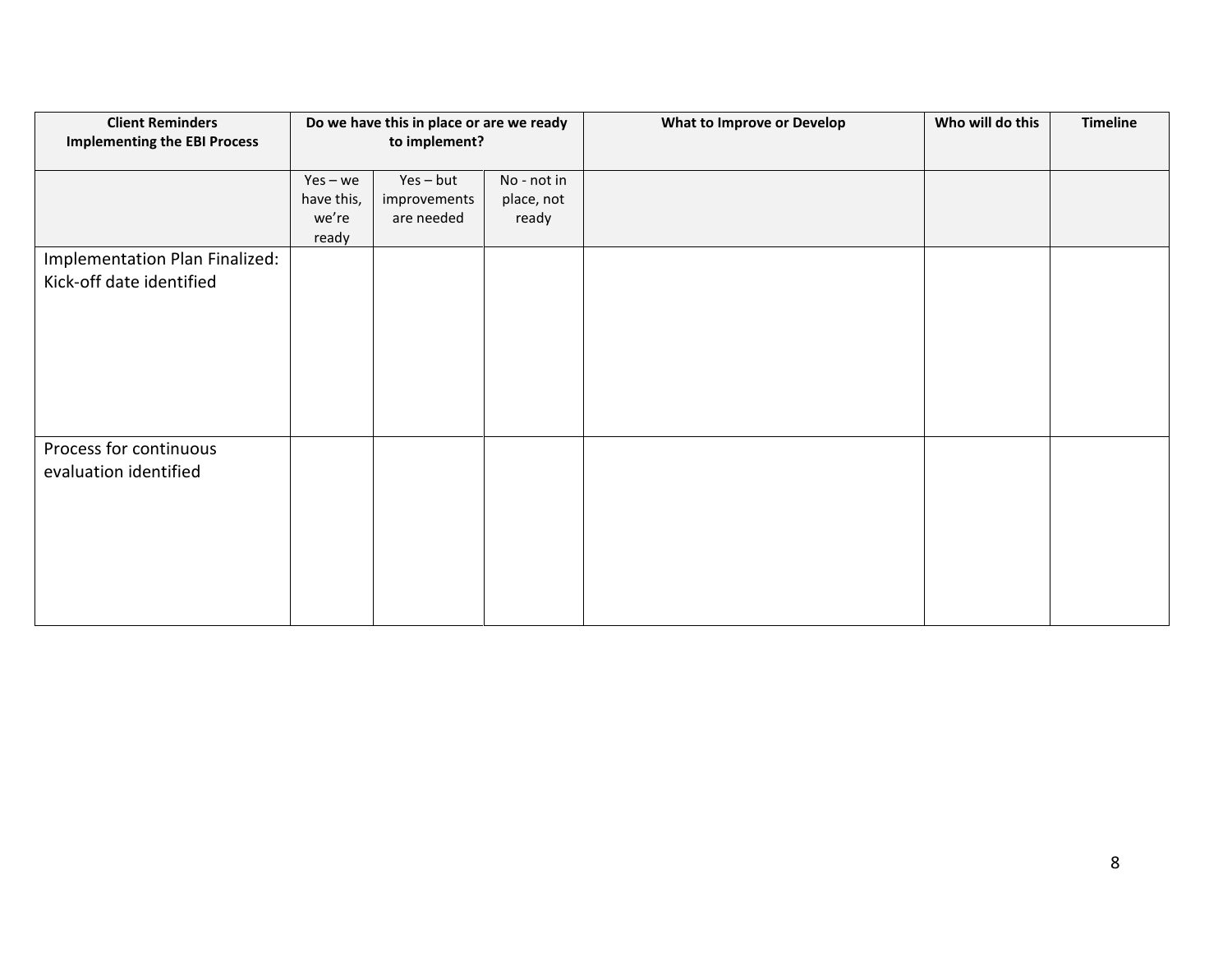| Client Reminders Implementing the EBI Process | Do we have this in place or are we ready to implement? | | | What to Improve or Develop | Who will do this | Timeline |
|---|---|---|---|---|---|---|
| | Yes – we have this, we're ready | Yes – but improvements are needed | No - not in place, not ready | | | |
| Implementation Plan Finalized: Kick-off date identified | | | | | | |
| Process for continuous evaluation identified | | | | | | |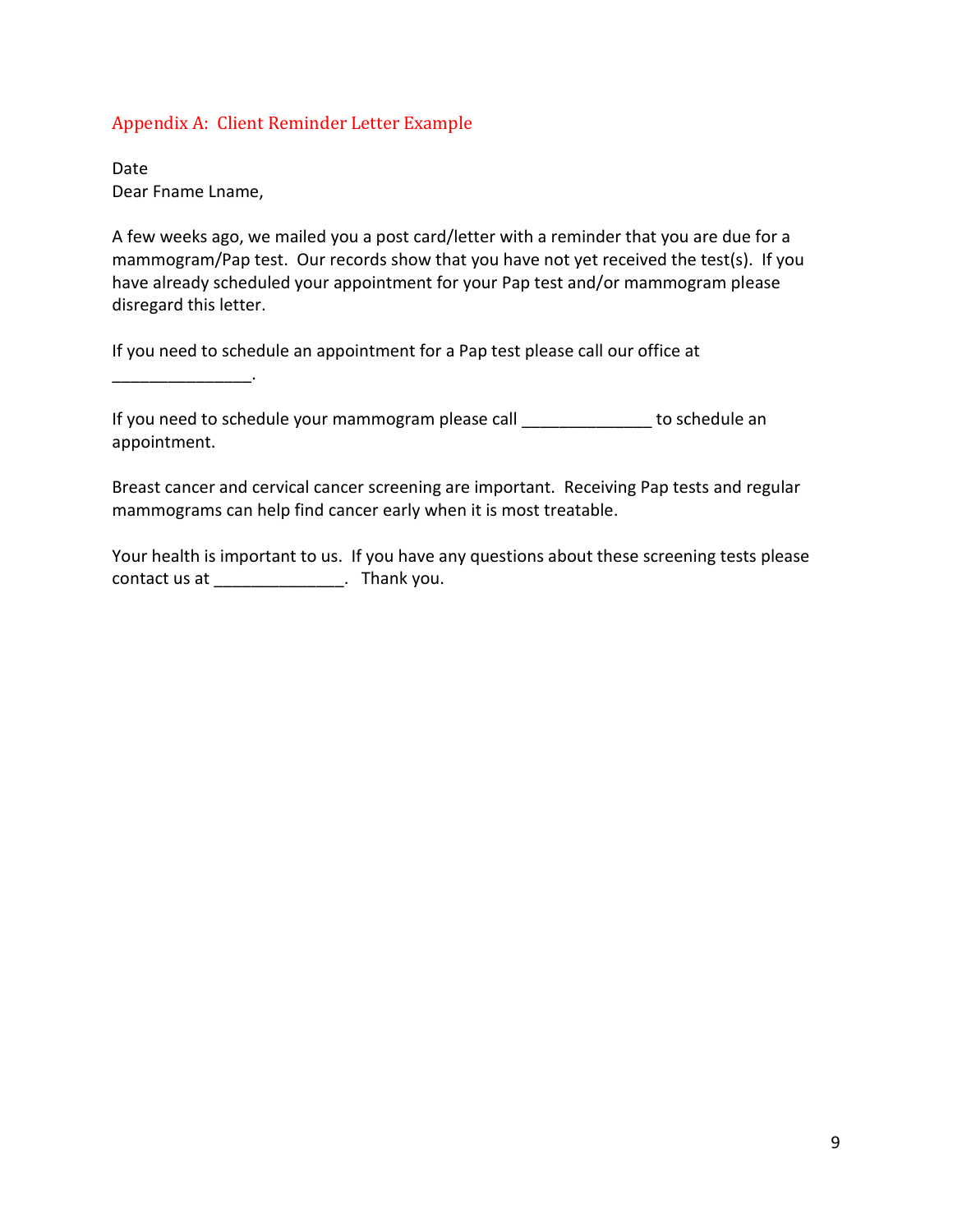## Appendix A: Client Reminder Letter Example

Date
Dear Fname Lname,

A few weeks ago, we mailed you a post card/letter with a reminder that you are due for a mammogram/Pap test. Our records show that you have not yet received the test(s). If you have already scheduled your appointment for your Pap test and/or mammogram please disregard this letter.

If you need to schedule an appointment for a Pap test please call our office at _______________.

If you need to schedule your mammogram please call ______________ to schedule an appointment.

Breast cancer and cervical cancer screening are important. Receiving Pap tests and regular mammograms can help find cancer early when it is most treatable.

Your health is important to us. If you have any questions about these screening tests please contact us at ______________. Thank you.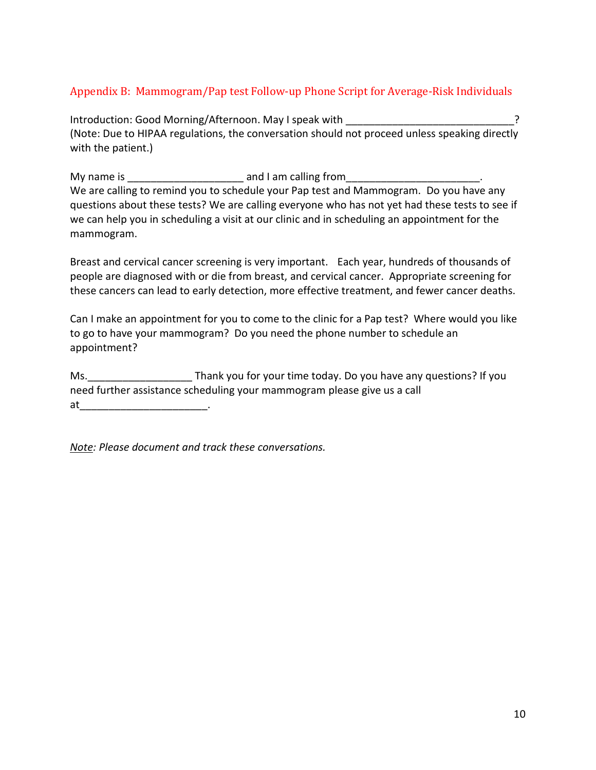## Appendix B: Mammogram/Pap test Follow-up Phone Script for Average-Risk Individuals

Introduction: Good Morning/Afternoon. May I speak with _____________________________? (Note: Due to HIPAA regulations, the conversation should not proceed unless speaking directly with the patient.)

My name is ____________________ and I am calling from_______________________. We are calling to remind you to schedule your Pap test and Mammogram. Do you have any questions about these tests? We are calling everyone who has not yet had these tests to see if we can help you in scheduling a visit at our clinic and in scheduling an appointment for the mammogram.

Breast and cervical cancer screening is very important. Each year, hundreds of thousands of people are diagnosed with or die from breast, and cervical cancer. Appropriate screening for these cancers can lead to early detection, more effective treatment, and fewer cancer deaths.

Can I make an appointment for you to come to the clinic for a Pap test? Where would you like to go to have your mammogram? Do you need the phone number to schedule an appointment?

Ms.__________________ Thank you for your time today. Do you have any questions? If you need further assistance scheduling your mammogram please give us a call at______________________.

<u>Note</u>*: Please document and track these conversations.*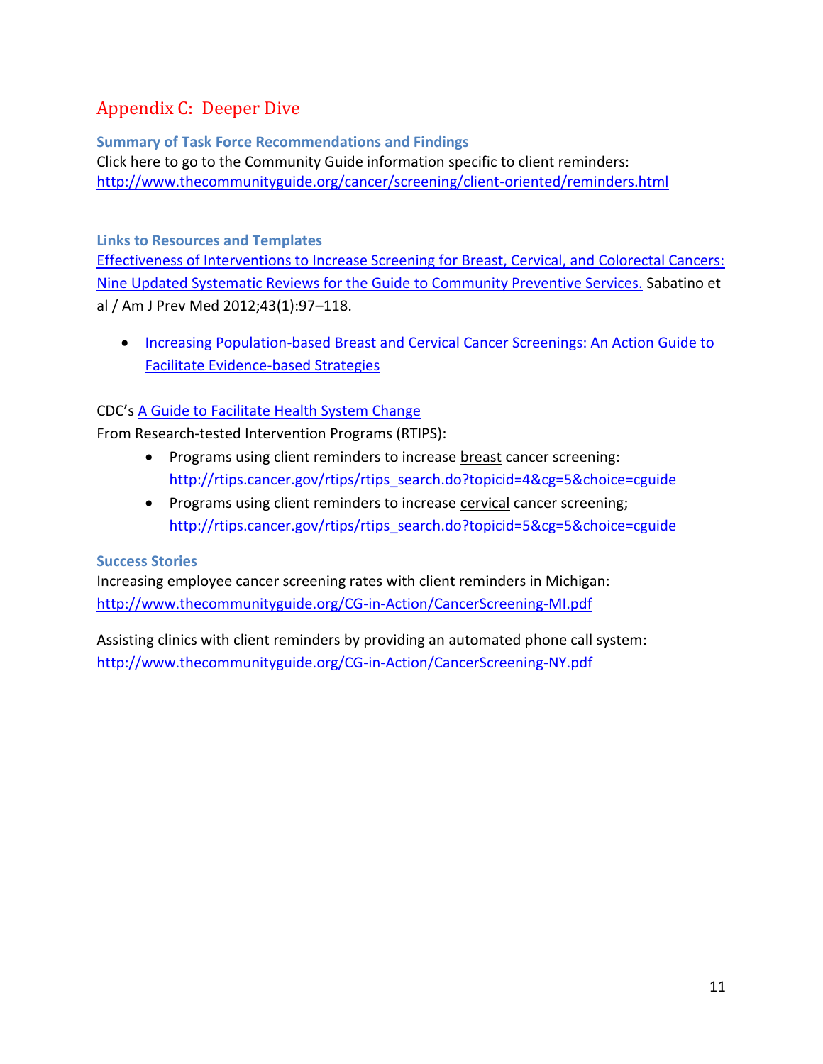# Appendix C: Deeper Dive

### Summary of Task Force Recommendations and Findings

Click here to go to the Community Guide information specific to client reminders:
http://www.thecommunityguide.org/cancer/screening/client-oriented/reminders.html

### Links to Resources and Templates

Effectiveness of Interventions to Increase Screening for Breast, Cervical, and Colorectal Cancers: Nine Updated Systematic Reviews for the Guide to Community Preventive Services. Sabatino et al / Am J Prev Med 2012;43(1):97–118.

- Increasing Population-based Breast and Cervical Cancer Screenings: An Action Guide to Facilitate Evidence-based Strategies

CDC's A Guide to Facilitate Health System Change

From Research-tested Intervention Programs (RTIPS):

- Programs using client reminders to increase breast cancer screening: http://rtips.cancer.gov/rtips/rtips_search.do?topicid=4&cg=5&choice=cguide
- Programs using client reminders to increase cervical cancer screening; http://rtips.cancer.gov/rtips/rtips_search.do?topicid=5&cg=5&choice=cguide

### Success Stories

Increasing employee cancer screening rates with client reminders in Michigan:
http://www.thecommunityguide.org/CG-in-Action/CancerScreening-MI.pdf

Assisting clinics with client reminders by providing an automated phone call system:
http://www.thecommunityguide.org/CG-in-Action/CancerScreening-NY.pdf